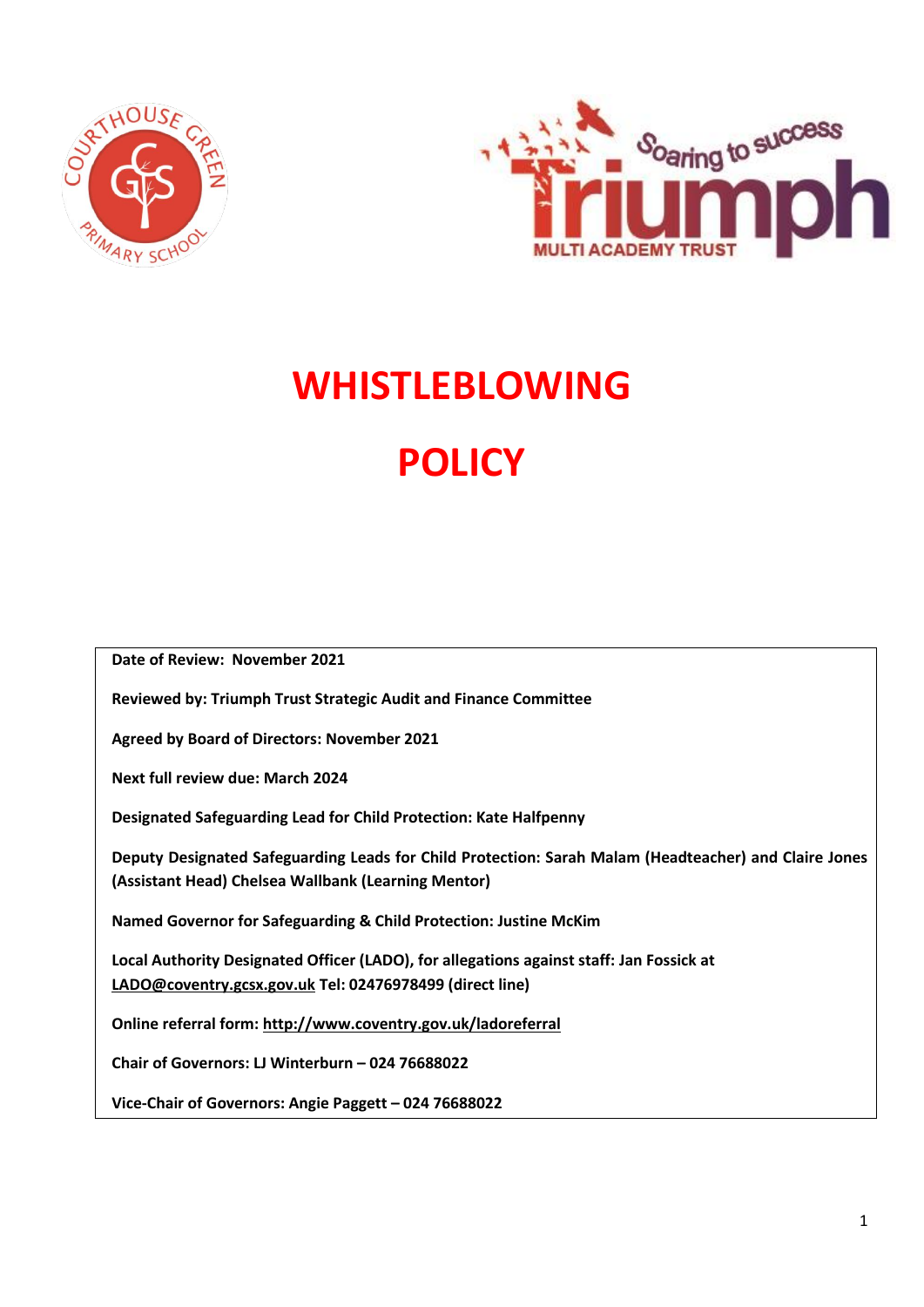# WHISTLEBLOWING

# POLICY

**Date of Review: November 2021**

**Reviewed by: Triumph Trust Strategic Audit and Finance Committee**

**Agreed by Board of Directors: November 2021**

**Next full review due: March 2024**

**Designated Safeguarding Lead for Child Protection: Kate Halfpenny**

**Deputy Designated Safeguarding Leads for Child Protection: Sarah Malam (Headteacher) and Claire Jones (Assistant Head) Chelsea Wallbank (Learning Mentor)**

**Named Governor for Safeguarding & Child Protection: Justine McKim**

**Local Authority Designated Officer (LADO), for allegations against staff: Jan Fossick at LADO@coventry.gcsx.gov.uk Tel: 02476978499 (direct line)**

**Online referral form: http://www.coventry.gov.uk/ladoreferral**

**Chair of Governors: LJ Winterburn – 024 76688022**

**Vice-Chair of Governors: Angie Paggett – 024 76688022**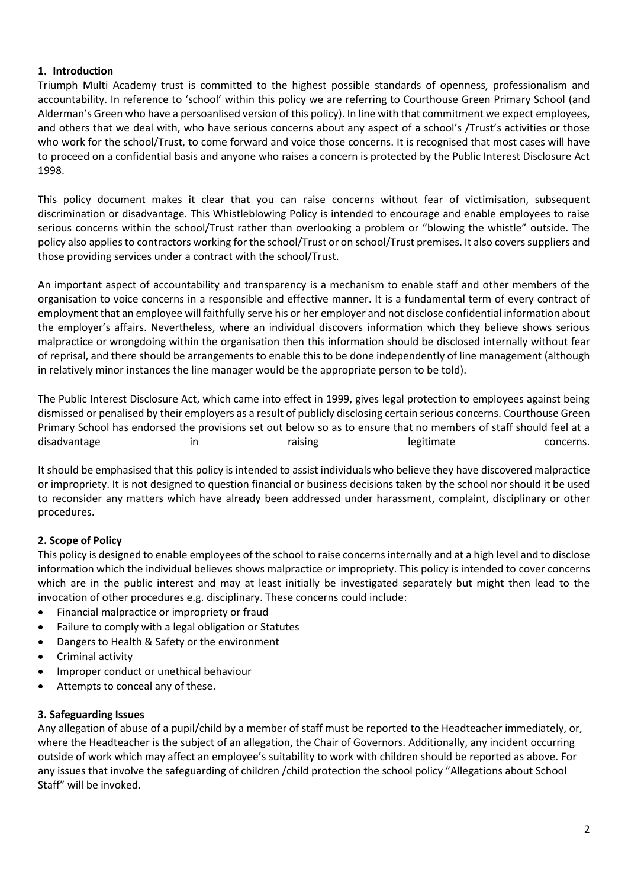## 1. Introduction

Triumph Multi Academy trust is committed to the highest possible standards of openness, professionalism and accountability. In reference to 'school' within this policy we are referring to Courthouse Green Primary School (and Alderman's Green who have a persoanlised version of this policy). In line with that commitment we expect employees, and others that we deal with, who have serious concerns about any aspect of a school's /Trust's activities or those who work for the school/Trust, to come forward and voice those concerns. It is recognised that most cases will have to proceed on a confidential basis and anyone who raises a concern is protected by the Public Interest Disclosure Act 1998.

This policy document makes it clear that you can raise concerns without fear of victimisation, subsequent discrimination or disadvantage. This Whistleblowing Policy is intended to encourage and enable employees to raise serious concerns within the school/Trust rather than overlooking a problem or "blowing the whistle" outside. The policy also applies to contractors working for the school/Trust or on school/Trust premises. It also covers suppliers and those providing services under a contract with the school/Trust.

An important aspect of accountability and transparency is a mechanism to enable staff and other members of the organisation to voice concerns in a responsible and effective manner. It is a fundamental term of every contract of employment that an employee will faithfully serve his or her employer and not disclose confidential information about the employer's affairs. Nevertheless, where an individual discovers information which they believe shows serious malpractice or wrongdoing within the organisation then this information should be disclosed internally without fear of reprisal, and there should be arrangements to enable this to be done independently of line management (although in relatively minor instances the line manager would be the appropriate person to be told).

The Public Interest Disclosure Act, which came into effect in 1999, gives legal protection to employees against being dismissed or penalised by their employers as a result of publicly disclosing certain serious concerns. Courthouse Green Primary School has endorsed the provisions set out below so as to ensure that no members of staff should feel at a disadvantage in raising legitimate concerns.

It should be emphasised that this policy is intended to assist individuals who believe they have discovered malpractice or impropriety. It is not designed to question financial or business decisions taken by the school nor should it be used to reconsider any matters which have already been addressed under harassment, complaint, disciplinary or other procedures.

## 2. Scope of Policy

This policy is designed to enable employees of the school to raise concerns internally and at a high level and to disclose information which the individual believes shows malpractice or impropriety. This policy is intended to cover concerns which are in the public interest and may at least initially be investigated separately but might then lead to the invocation of other procedures e.g. disciplinary. These concerns could include:

- Financial malpractice or impropriety or fraud
- Failure to comply with a legal obligation or Statutes
- Dangers to Health & Safety or the environment
- Criminal activity
- Improper conduct or unethical behaviour
- Attempts to conceal any of these.

## 3. Safeguarding Issues

Any allegation of abuse of a pupil/child by a member of staff must be reported to the Headteacher immediately, or, where the Headteacher is the subject of an allegation, the Chair of Governors. Additionally, any incident occurring outside of work which may affect an employee's suitability to work with children should be reported as above. For any issues that involve the safeguarding of children /child protection the school policy "Allegations about School Staff" will be invoked.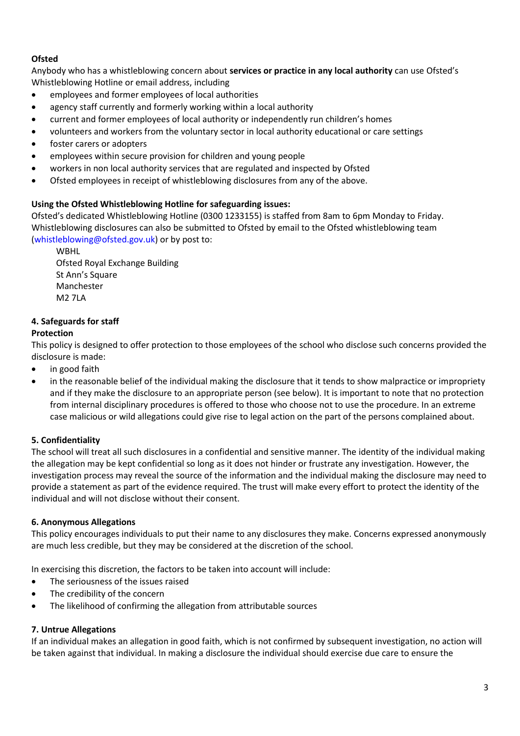**Ofsted**

Anybody who has a whistleblowing concern about **services or practice in any local authority** can use Ofsted's Whistleblowing Hotline or email address, including

- employees and former employees of local authorities
- agency staff currently and formerly working within a local authority
- current and former employees of local authority or independently run children's homes
- volunteers and workers from the voluntary sector in local authority educational or care settings
- foster carers or adopters
- employees within secure provision for children and young people
- workers in non local authority services that are regulated and inspected by Ofsted
- Ofsted employees in receipt of whistleblowing disclosures from any of the above.

**Using the Ofsted Whistleblowing Hotline for safeguarding issues:**

Ofsted's dedicated Whistleblowing Hotline (0300 1233155) is staffed from 8am to 6pm Monday to Friday. Whistleblowing disclosures can also be submitted to Ofsted by email to the Ofsted whistleblowing team (whistleblowing@ofsted.gov.uk) or by post to:

WBHL
Ofsted Royal Exchange Building
St Ann's Square
Manchester
M2 7LA

### 4. Safeguards for staff

**Protection**

This policy is designed to offer protection to those employees of the school who disclose such concerns provided the disclosure is made:

- in good faith
- in the reasonable belief of the individual making the disclosure that it tends to show malpractice or impropriety and if they make the disclosure to an appropriate person (see below). It is important to note that no protection from internal disciplinary procedures is offered to those who choose not to use the procedure. In an extreme case malicious or wild allegations could give rise to legal action on the part of the persons complained about.

### 5. Confidentiality

The school will treat all such disclosures in a confidential and sensitive manner. The identity of the individual making the allegation may be kept confidential so long as it does not hinder or frustrate any investigation. However, the investigation process may reveal the source of the information and the individual making the disclosure may need to provide a statement as part of the evidence required. The trust will make every effort to protect the identity of the individual and will not disclose without their consent.

### 6. Anonymous Allegations

This policy encourages individuals to put their name to any disclosures they make. Concerns expressed anonymously are much less credible, but they may be considered at the discretion of the school.

In exercising this discretion, the factors to be taken into account will include:

- The seriousness of the issues raised
- The credibility of the concern
- The likelihood of confirming the allegation from attributable sources

### 7. Untrue Allegations

If an individual makes an allegation in good faith, which is not confirmed by subsequent investigation, no action will be taken against that individual. In making a disclosure the individual should exercise due care to ensure the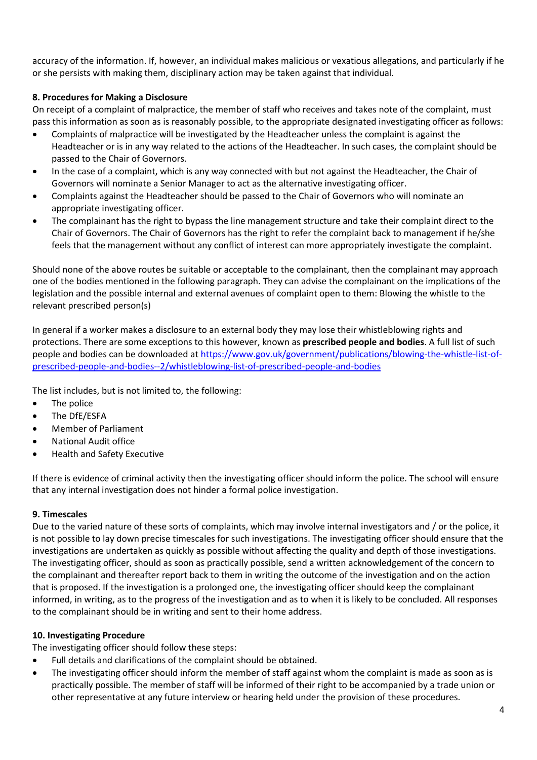accuracy of the information. If, however, an individual makes malicious or vexatious allegations, and particularly if he or she persists with making them, disciplinary action may be taken against that individual.

**8. Procedures for Making a Disclosure**

On receipt of a complaint of malpractice, the member of staff who receives and takes note of the complaint, must pass this information as soon as is reasonably possible, to the appropriate designated investigating officer as follows:

- Complaints of malpractice will be investigated by the Headteacher unless the complaint is against the Headteacher or is in any way related to the actions of the Headteacher. In such cases, the complaint should be passed to the Chair of Governors.
- In the case of a complaint, which is any way connected with but not against the Headteacher, the Chair of Governors will nominate a Senior Manager to act as the alternative investigating officer.
- Complaints against the Headteacher should be passed to the Chair of Governors who will nominate an appropriate investigating officer.
- The complainant has the right to bypass the line management structure and take their complaint direct to the Chair of Governors. The Chair of Governors has the right to refer the complaint back to management if he/she feels that the management without any conflict of interest can more appropriately investigate the complaint.

Should none of the above routes be suitable or acceptable to the complainant, then the complainant may approach one of the bodies mentioned in the following paragraph. They can advise the complainant on the implications of the legislation and the possible internal and external avenues of complaint open to them: Blowing the whistle to the relevant prescribed person(s)

In general if a worker makes a disclosure to an external body they may lose their whistleblowing rights and protections. There are some exceptions to this however, known as **prescribed people and bodies**. A full list of such people and bodies can be downloaded at [https://www.gov.uk/government/publications/blowing-the-whistle-list-of-prescribed-people-and-bodies--2/whistleblowing-list-of-prescribed-people-and-bodies](https://www.gov.uk/government/publications/blowing-the-whistle-list-of-prescribed-people-and-bodies--2/whistleblowing-list-of-prescribed-people-and-bodies)

The list includes, but is not limited to, the following:

- The police
- The DfE/ESFA
- Member of Parliament
- National Audit office
- Health and Safety Executive

If there is evidence of criminal activity then the investigating officer should inform the police. The school will ensure that any internal investigation does not hinder a formal police investigation.

**9. Timescales**

Due to the varied nature of these sorts of complaints, which may involve internal investigators and / or the police, it is not possible to lay down precise timescales for such investigations. The investigating officer should ensure that the investigations are undertaken as quickly as possible without affecting the quality and depth of those investigations. The investigating officer, should as soon as practically possible, send a written acknowledgement of the concern to the complainant and thereafter report back to them in writing the outcome of the investigation and on the action that is proposed. If the investigation is a prolonged one, the investigating officer should keep the complainant informed, in writing, as to the progress of the investigation and as to when it is likely to be concluded. All responses to the complainant should be in writing and sent to their home address.

**10. Investigating Procedure**

The investigating officer should follow these steps:

- Full details and clarifications of the complaint should be obtained.
- The investigating officer should inform the member of staff against whom the complaint is made as soon as is practically possible. The member of staff will be informed of their right to be accompanied by a trade union or other representative at any future interview or hearing held under the provision of these procedures.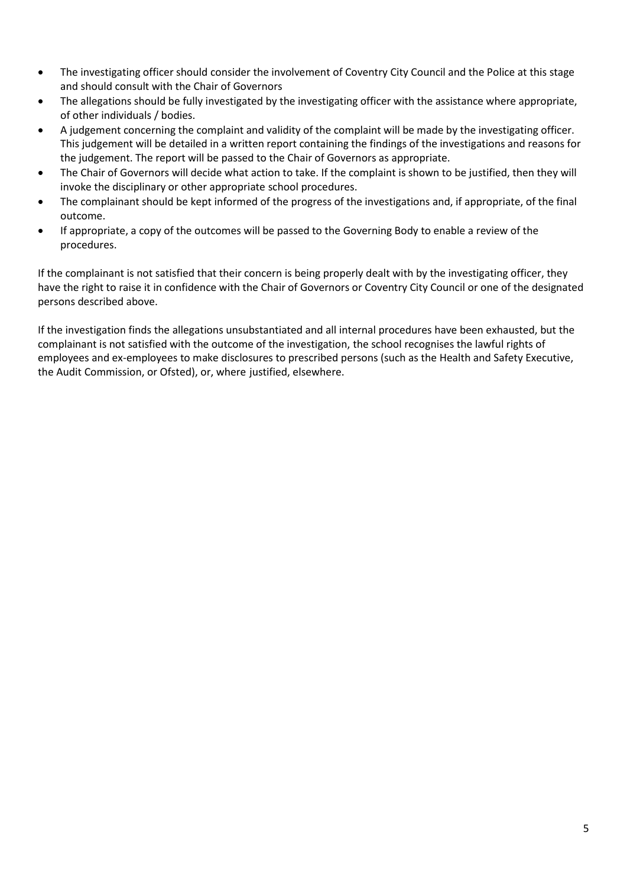- The investigating officer should consider the involvement of Coventry City Council and the Police at this stage and should consult with the Chair of Governors
- The allegations should be fully investigated by the investigating officer with the assistance where appropriate, of other individuals / bodies.
- A judgement concerning the complaint and validity of the complaint will be made by the investigating officer. This judgement will be detailed in a written report containing the findings of the investigations and reasons for the judgement. The report will be passed to the Chair of Governors as appropriate.
- The Chair of Governors will decide what action to take. If the complaint is shown to be justified, then they will invoke the disciplinary or other appropriate school procedures.
- The complainant should be kept informed of the progress of the investigations and, if appropriate, of the final outcome.
- If appropriate, a copy of the outcomes will be passed to the Governing Body to enable a review of the procedures.

If the complainant is not satisfied that their concern is being properly dealt with by the investigating officer, they have the right to raise it in confidence with the Chair of Governors or Coventry City Council or one of the designated persons described above.

If the investigation finds the allegations unsubstantiated and all internal procedures have been exhausted, but the complainant is not satisfied with the outcome of the investigation, the school recognises the lawful rights of employees and ex-employees to make disclosures to prescribed persons (such as the Health and Safety Executive, the Audit Commission, or Ofsted), or, where justified, elsewhere.